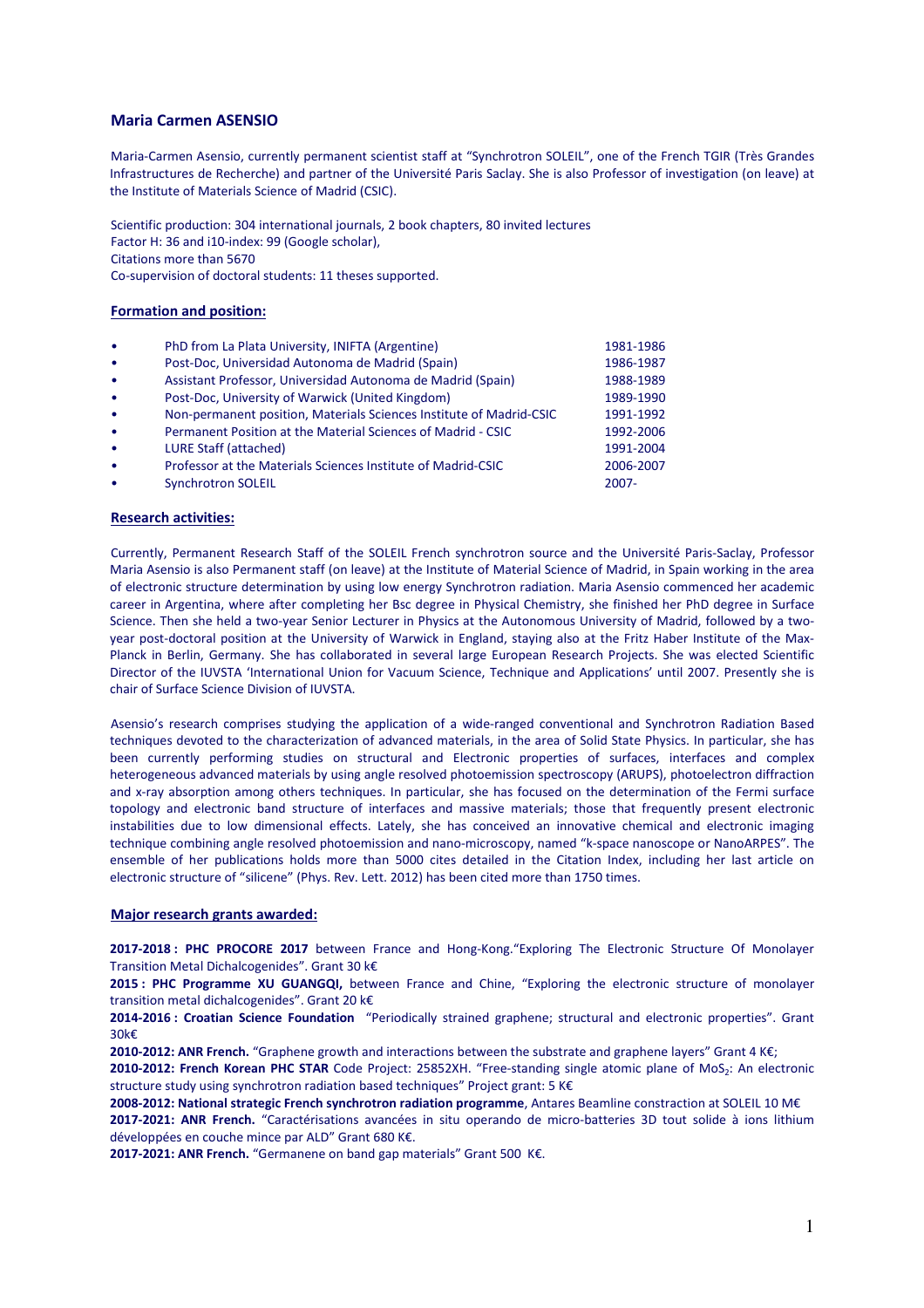## Maria Carmen ASENSIO

Maria-Carmen Asensio, currently permanent scientist staff at "Synchrotron SOLEIL", one of the French TGIR (Très Grandes Infrastructures de Recherche) and partner of the Université Paris Saclay. She is also Professor of investigation (on leave) at the Institute of Materials Science of Madrid (CSIC).

Scientific production: 304 international journals, 2 book chapters, 80 invited lectures
Factor H: 36 and i10-index: 99 (Google scholar),
Citations more than 5670
Co-supervision of doctoral students: 11 theses supported.

### Formation and position:

| | |
|---|---|
| • PhD from La Plata University, INIFTA (Argentine) | 1981-1986 |
| • Post-Doc, Universidad Autonoma de Madrid (Spain) | 1986-1987 |
| • Assistant Professor, Universidad Autonoma de Madrid (Spain) | 1988-1989 |
| • Post-Doc, University of Warwick (United Kingdom) | 1989-1990 |
| • Non-permanent position, Materials Sciences Institute of Madrid-CSIC | 1991-1992 |
| • Permanent Position at the Material Sciences of Madrid - CSIC | 1992-2006 |
| • LURE Staff (attached) | 1991-2004 |
| • Professor at the Materials Sciences Institute of Madrid-CSIC | 2006-2007 |
| • Synchrotron SOLEIL | 2007- |

### Research activities:

Currently, Permanent Research Staff of the SOLEIL French synchrotron source and the Université Paris-Saclay, Professor Maria Asensio is also Permanent staff (on leave) at the Institute of Material Science of Madrid, in Spain working in the area of electronic structure determination by using low energy Synchrotron radiation. Maria Asensio commenced her academic career in Argentina, where after completing her Bsc degree in Physical Chemistry, she finished her PhD degree in Surface Science. Then she held a two-year Senior Lecturer in Physics at the Autonomous University of Madrid, followed by a two-year post-doctoral position at the University of Warwick in England, staying also at the Fritz Haber Institute of the Max-Planck in Berlin, Germany. She has collaborated in several large European Research Projects. She was elected Scientific Director of the IUVSTA 'International Union for Vacuum Science, Technique and Applications' until 2007. Presently she is chair of Surface Science Division of IUVSTA.

Asensio's research comprises studying the application of a wide-ranged conventional and Synchrotron Radiation Based techniques devoted to the characterization of advanced materials, in the area of Solid State Physics. In particular, she has been currently performing studies on structural and Electronic properties of surfaces, interfaces and complex heterogeneous advanced materials by using angle resolved photoemission spectroscopy (ARUPS), photoelectron diffraction and x-ray absorption among others techniques. In particular, she has focused on the determination of the Fermi surface topology and electronic band structure of interfaces and massive materials; those that frequently present electronic instabilities due to low dimensional effects. Lately, she has conceived an innovative chemical and electronic imaging technique combining angle resolved photoemission and nano-microscopy, named "k-space nanoscope or NanoARPES". The ensemble of her publications holds more than 5000 cites detailed in the Citation Index, including her last article on electronic structure of "silicene" (Phys. Rev. Lett. 2012) has been cited more than 1750 times.

### Major research grants awarded:

**2017-2018 : PHC PROCORE 2017** between France and Hong-Kong."Exploring The Electronic Structure Of Monolayer Transition Metal Dichalcogenides". Grant 30 k€

**2015 : PHC Programme XU GUANGQI,** between France and Chine, "Exploring the electronic structure of monolayer transition metal dichalcogenides". Grant 20 k€

**2014-2016 : Croatian Science Foundation** "Periodically strained graphene; structural and electronic properties". Grant 30k€

**2010-2012: ANR French.** "Graphene growth and interactions between the substrate and graphene layers" Grant 4 K€;

**2010-2012: French Korean PHC STAR** Code Project: 25852XH. "Free-standing single atomic plane of $MoS_2$: An electronic structure study using synchrotron radiation based techniques" Project grant: 5 K€

**2008-2012: National strategic French synchrotron radiation programme**, Antares Beamline constraction at SOLEIL 10 M€

**2017-2021: ANR French.** "Caractérisations avancées in situ operando de micro-batteries 3D tout solide à ions lithium développées en couche mince par ALD" Grant 680 K€.

**2017-2021: ANR French.** "Germanene on band gap materials" Grant 500 K€.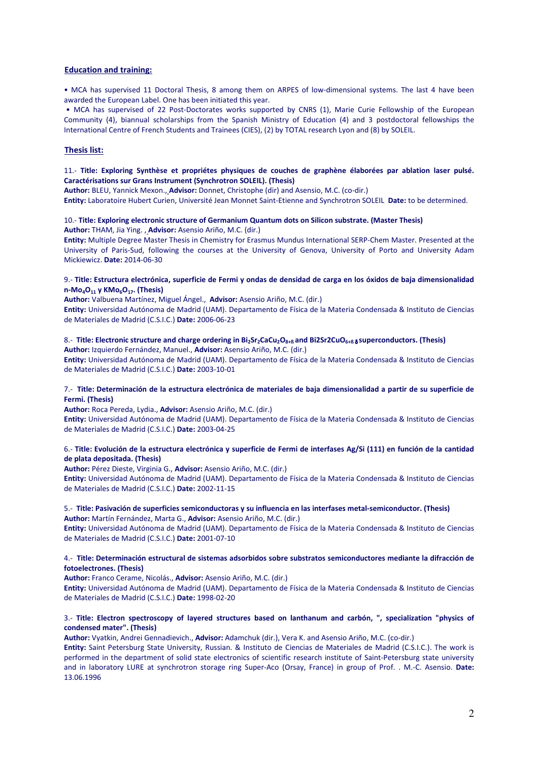## Education and training:

• MCA has supervised 11 Doctoral Thesis, 8 among them on ARPES of low-dimensional systems. The last 4 have been awarded the European Label. One has been initiated this year.

• MCA has supervised of 22 Post-Doctorates works supported by CNRS (1), Marie Curie Fellowship of the European Community (4), biannual scholarships from the Spanish Ministry of Education (4) and 3 postdoctoral fellowships the International Centre of French Students and Trainees (CIES), (2) by TOTAL research Lyon and (8) by SOLEIL.

## Thesis list:

11.- **Title: Exploring Synthèse et propriétes physiques de couches de graphène élaborées par ablation laser pulsé. Caractérisations sur Grans Instrument (Synchrotron SOLEIL). (Thesis)**
**Author:** BLEU, Yannick Mexon., **Advisor:** Donnet, Christophe (dir) and Asensio, M.C. (co-dir.)
**Entity:** Laboratoire Hubert Curien, Université Jean Monnet Saint-Etienne and Synchrotron SOLEIL **Date:** to be determined.

10.- **Title: Exploring electronic structure of Germanium Quantum dots on Silicon substrate. (Master Thesis)**
**Author:** THAM, Jia Ying. , **Advisor:** Asensio M.C. (dir.)
**Entity:** Multiple Degree Master Thesis in Chemistry for Erasmus Mundus International SERP-Chem Master. Presented at the University of Paris-Sud, following the courses at the University of Genova, University of Porto and University Adam Mickiewicz. **Date:** 2014-06-30

9.- **Title: Estructura electrónica, superficie de Fermi y ondas de densidad de carga en los óxidos de baja dimensionalidad n-$Mo_4O_{11}$ y $KMo_6O_{17}$. (Thesis)**
**Author:** Valbuena Martínez, Miguel Ángel., **Advisor:** Asensio Ariño, M.C. (dir.)
**Entity:** Universidad Autónoma de Madrid (UAM). Departamento de Física de la Materia Condensada & Instituto de Ciencias de Materiales de Madrid (C.S.I.C.) **Date:** 2006-06-23

8.- **Title: Electronic structure and charge ordering in $Bi_2Sr_2CaCu_2O_{8+ß}$ and $Bi2Sr2CuO_{6+ß}$ superconductors. (Thesis)**
**Author:** Izquierdo Fernández, Manuel., **Advisor:** Asensio Ariño, M.C. (dir.)
**Entity:** Universidad Autónoma de Madrid (UAM). Departamento de Física de la Materia Condensada & Instituto de Ciencias de Materiales de Madrid (C.S.I.C.) **Date:** 2003-10-01

7.- **Title: Determinación de la estructura electrónica de materiales de baja dimensionalidad a partir de su superficie de Fermi. (Thesis)**
**Author:** Roca Pereda, Lydia., **Advisor:** Asensio Ariño, M.C. (dir.)
**Entity:** Universidad Autónoma de Madrid (UAM). Departamento de Física de la Materia Condensada & Instituto de Ciencias de Materiales de Madrid (C.S.I.C.) **Date:** 2003-04-25

6.- **Title: Evolución de la estructura electrónica y superficie de Fermi de interfases Ag/Si (111) en función de la cantidad de plata depositada. (Thesis)**
**Author:** Pérez Dieste, Virginia G., **Advisor:** Asensio Ariño, M.C. (dir.)
**Entity:** Universidad Autónoma de Madrid (UAM). Departamento de Física de la Materia Condensada & Instituto de Ciencias de Materiales de Madrid (C.S.I.C.) **Date:** 2002-11-15

5.- **Title: Pasivación de superficies semiconductoras y su influencia en las interfases metal-semiconductor. (Thesis)**
**Author:** Martín Fernández, Marta G., **Advisor:** Asensio Ariño, M.C. (dir.)
**Entity:** Universidad Autónoma de Madrid (UAM). Departamento de Física de la Materia Condensada & Instituto de Ciencias de Materiales de Madrid (C.S.I.C.) **Date:** 2001-07-10

4.- **Title: Determinación estructural de sistemas adsorbidos sobre substratos semiconductores mediante la difracción de fotoelectrones. (Thesis)**
**Author:** Franco Cerame, Nicolás., **Advisor:** Asensio Ariño, M.C. (dir.)
**Entity:** Universidad Autónoma de Madrid (UAM). Departamento de Física de la Materia Condensada & Instituto de Ciencias de Materiales de Madrid (C.S.I.C.) **Date:** 1998-02-20

3.- **Title: Electron spectroscopy of layered structures based on lanthanum and carbón, ", specialization "physics of condensed mater". (Thesis)**
**Author:** Vyatkin, Andrei Gennadievich., **Advisor:** Adamchuk (dir.), Vera K. and Asensio Ariño, M.C. (co-dir.)
**Entity:** Saint Petersburg State University, Russian. & Instituto de Ciencias de Materiales de Madrid (C.S.I.C.). The work is performed in the department of solid state electronics of scientific research institute of Saint-Petersburg state university and in laboratory LURE at synchrotron storage ring Super-Aco (Orsay, France) in group of Prof. . M.-C. Asensio. **Date:** 13.06.1996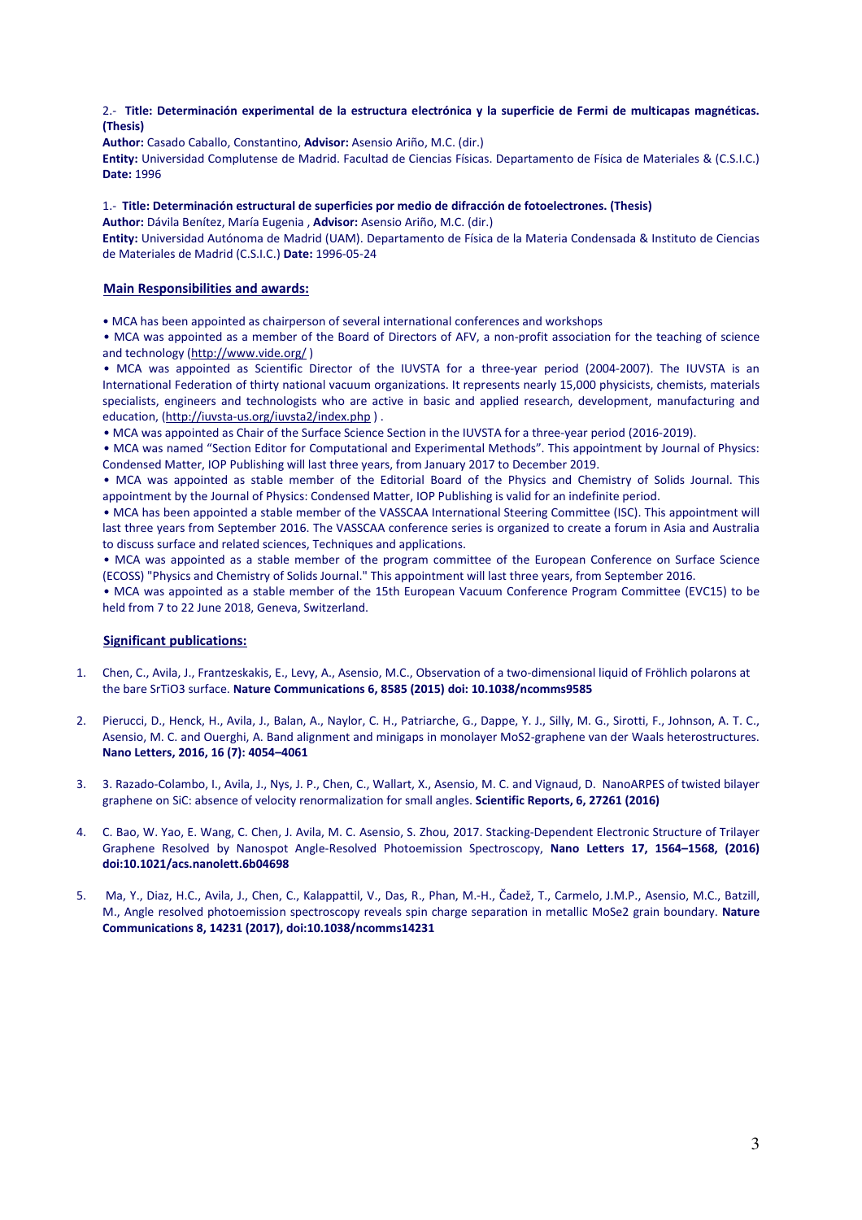2.- **Title: Determinación experimental de la estructura electrónica y la superficie de Fermi de multicapas magnéticas. (Thesis)**

**Author:** Casado Caballo, Constantino, **Advisor:** Asensio Ariño, M.C. (dir.)

**Entity:** Universidad Complutense de Madrid. Facultad de Ciencias Físicas. Departamento de Física de Materiales & (C.S.I.C.) **Date:** 1996

1.- **Title: Determinación estructural de superficies por medio de difracción de fotoelectrones. (Thesis)**

**Author:** Dávila Benítez, María Eugenia , **Advisor:** Asensio Ariño, M.C. (dir.)

**Entity:** Universidad Autónoma de Madrid (UAM). Departamento de Física de la Materia Condensada & Instituto de Ciencias de Materiales de Madrid (C.S.I.C.) **Date:** 1996-05-24

## Main Responsibilities and awards:

• MCA has been appointed as chairperson of several international conferences and workshops

• MCA was appointed as a member of the Board of Directors of AFV, a non-profit association for the teaching of science and technology (http://www.vide.org/ )

• MCA was appointed as Scientific Director of the IUVSTA for a three-year period (2004-2007). The IUVSTA is an International Federation of thirty national vacuum organizations. It represents nearly 15,000 physicists, chemists, materials specialists, engineers and technologists who are active in basic and applied research, development, manufacturing and education, (http://iuvsta-us.org/iuvsta2/index.php ) .

• MCA was appointed as Chair of the Surface Science Section in the IUVSTA for a three-year period (2016-2019).

• MCA was named "Section Editor for Computational and Experimental Methods". This appointment by Journal of Physics: Condensed Matter, IOP Publishing will last three years, from January 2017 to December 2019.

• MCA was appointed as stable member of the Editorial Board of the Physics and Chemistry of Solids Journal. This appointment by the Journal of Physics: Condensed Matter, IOP Publishing is valid for an indefinite period.

• MCA has been appointed a stable member of the VASSCAA International Steering Committee (ISC). This appointment will last three years from September 2016. The VASSCAA conference series is organized to create a forum in Asia and Australia to discuss surface and related sciences, Techniques and applications.

• MCA was appointed as a stable member of the program committee of the European Conference on Surface Science (ECOSS) "Physics and Chemistry of Solids Journal." This appointment will last three years, from September 2016.

• MCA was appointed as a stable member of the 15th European Vacuum Conference Program Committee (EVC15) to be held from 7 to 22 June 2018, Geneva, Switzerland.

## Significant publications:

1. Chen, C., Avila, J., Frantzeskakis, E., Levy, A., Asensio, M.C., Observation of a two-dimensional liquid of Fröhlich polarons at the bare $SrTiO_3$ surface. **Nature Communications 6, 8585 (2015) doi: 10.1038/ncomms9585**

2. Pierucci, D., Henck, H., Avila, J., Balan, A., Naylor, C. H., Patriarche, G., Dappe, Y. J., Silly, M. G., Sirotti, F., Johnson, A. T. C., Asensio, M. C. and Ouerghi, A. Band alignment and minigaps in monolayer $MoS_2$-graphene van der Waals heterostructures. **Nano Letters, 2016, 16 (7): 4054–4061**

3. 3. Razado-Colambo, I., Avila, J., Nys, J. P., Chen, C., Wallart, X., Asensio, M. C. and Vignaud, D. NanoARPES of twisted bilayer graphene on SiC: absence of velocity renormalization for small angles. **Scientific Reports, 6, 27261 (2016)**

4. C. Bao, W. Yao, E. Wang, C. Chen, J. Avila, M. C. Asensio, S. Zhou, 2017. Stacking-Dependent Electronic Structure of Trilayer Graphene Resolved by Nanospot Angle-Resolved Photoemission Spectroscopy, **Nano Letters 17, 1564–1568, (2016) doi:10.1021/acs.nanolett.6b04698**

5. Ma, Y., Diaz, H.C., Avila, J., Chen, C., Kalappattil, V., Das, R., Phan, M.-H., Čadež, T., Carmelo, J.M.P., Asensio, M.C., Batzill, M., Angle resolved photoemission spectroscopy reveals spin charge separation in metallic $MoSe_2$ grain boundary. **Nature Communications 8, 14231 (2017), doi:10.1038/ncomms14231**